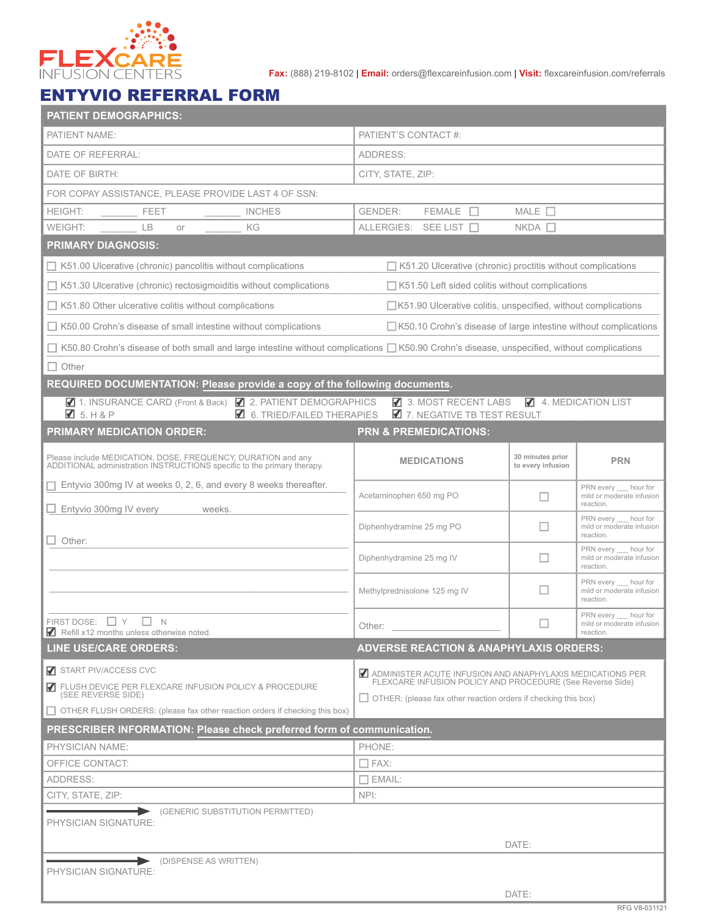FLEXCARE INFUSION CENTERS

**Fax:** (888) 219-8102 | **Email:** orders@flexcareinfusion.com | **Visit:** flexcareinfusion.com/referrals

# ENTYVIO REFERRAL FORM

## PATIENT DEMOGRAPHICS:

| | |
|---|---|
| PATIENT NAME: | PATIENT'S CONTACT #: |
| DATE OF REFERRAL: | ADDRESS: |
| DATE OF BIRTH: | CITY, STATE, ZIP: |
| FOR COPAY ASSISTANCE, PLEASE PROVIDE LAST 4 OF SSN: | |
| HEIGHT: _______ FEET _______ INCHES | GENDER: FEMALE ☐ MALE ☐ |
| WEIGHT: _______ LB or _______ KG | ALLERGIES: SEE LIST ☐ NKDA ☐ |

## PRIMARY DIAGNOSIS:

- ☐ K51.00 Ulcerative (chronic) pancolitis without complications
- ☐ K51.20 Ulcerative (chronic) proctitis without complications
- ☐ K51.30 Ulcerative (chronic) rectosigmoiditis without complications
- ☐ K51.50 Left sided colitis without complications
- ☐ K51.80 Other ulcerative colitis without complications
- ☐ K51.90 Ulcerative colitis, unspecified, without complications
- ☐ K50.00 Crohn's disease of small intestine without complications
- ☐ K50.10 Crohn's disease of large intestine without complications
- ☐ K50.80 Crohn's disease of both small and large intestine without complications
- ☐ K50.90 Crohn's disease, unspecified, without complications
- ☐ Other

## REQUIRED DOCUMENTATION: Please provide a copy of the following documents.

- ☑ 1. INSURANCE CARD (Front & Back)
- ☑ 2. PATIENT DEMOGRAPHICS
- ☑ 3. MOST RECENT LABS
- ☑ 4. MEDICATION LIST
- ☑ 5. H & P
- ☑ 6. TRIED/FAILED THERAPIES
- ☑ 7. NEGATIVE TB TEST RESULT

## PRIMARY MEDICATION ORDER:

Please include MEDICATION, DOSE, FREQUENCY, DURATION and any ADDITIONAL administration INSTRUCTIONS specific to the primary therapy.

- ☐ Entyvio 300mg IV at weeks 0, 2, 6, and every 8 weeks thereafter.
- ☐ Entyvio 300mg IV every _______ weeks.
- ☐ Other: ____________________

FIRST DOSE: ☐ Y ☐ N

☑ Refill x12 months unless otherwise noted.

## PRN & PREMEDICATIONS:

| MEDICATIONS | 30 minutes prior to every infusion | PRN |
|---|---|---|
| Acetaminophen 650 mg PO | ☐ | PRN every ___ hour for mild or moderate infusion reaction. |
| Diphenhydramine 25 mg PO | ☐ | PRN every ___ hour for mild or moderate infusion reaction. |
| Diphenhydramine 25 mg IV | ☐ | PRN every ___ hour for mild or moderate infusion reaction. |
| Methylprednisolone 125 mg IV | ☐ | PRN every ___ hour for mild or moderate infusion reaction. |
| Other: ____________ | ☐ | PRN every ___ hour for mild or moderate infusion reaction. |

## LINE USE/CARE ORDERS:

- ☑ START PIV/ACCESS CVC
- ☑ FLUSH DEVICE PER FLEXCARE INFUSION POLICY & PROCEDURE (SEE REVERSE SIDE)
- ☐ OTHER FLUSH ORDERS: (please fax other reaction orders if checking this box)

## ADVERSE REACTION & ANAPHYLAXIS ORDERS:

- ☑ ADMINISTER ACUTE INFUSION AND ANAPHYLAXIS MEDICATIONS PER FLEXCARE INFUSION POLICY AND PROCEDURE (See Reverse Side)
- ☐ OTHER: (please fax other reaction orders if checking this box)

## PRESCRIBER INFORMATION: Please check preferred form of communication.

| | |
|---|---|
| PHYSICIAN NAME: | PHONE: |
| OFFICE CONTACT: | ☐ FAX: |
| ADDRESS: | ☐ EMAIL: |
| CITY, STATE, ZIP: | NPI: |

PHYSICIAN SIGNATURE: (GENERIC SUBSTITUTION PERMITTED) DATE:

PHYSICIAN SIGNATURE: (DISPENSE AS WRITTEN) DATE:

RFG V8-031121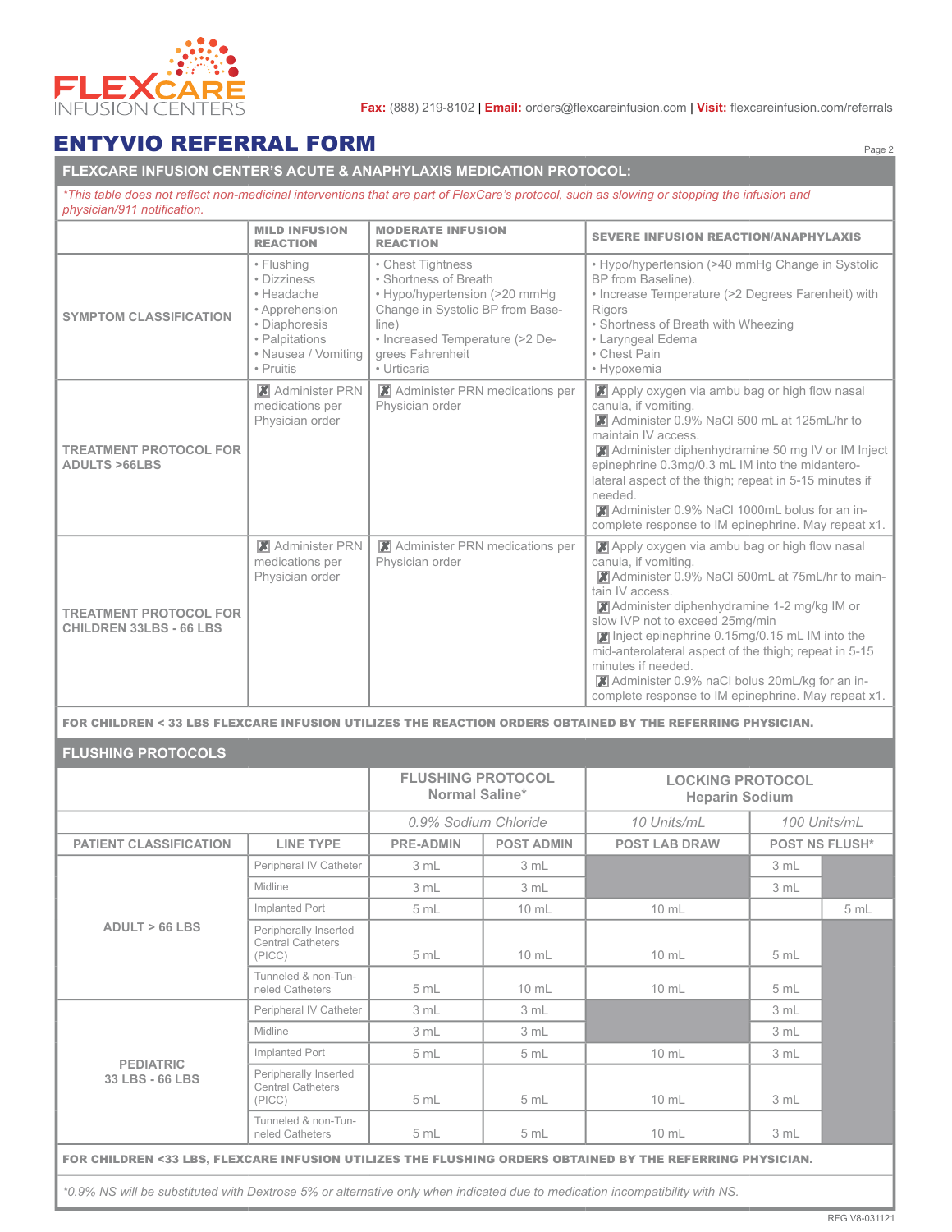**FLEXCARE INFUSION CENTERS**

**Fax:** (888) 219-8102 | **Email:** orders@flexcareinfusion.com | **Visit:** flexcareinfusion.com/referrals

# ENTYVIO REFERRAL FORM

## FLEXCARE INFUSION CENTER'S ACUTE & ANAPHYLAXIS MEDICATION PROTOCOL:

*\*This table does not reflect non-medicinal interventions that are part of FlexCare's protocol, such as slowing or stopping the infusion and physician/911 notification.*

| | MILD INFUSION REACTION | MODERATE INFUSION REACTION | SEVERE INFUSION REACTION/ANAPHYLAXIS |
|---|---|---|---|
| **SYMPTOM CLASSIFICATION** | • Flushing<br>• Dizziness<br>• Headache<br>• Apprehension<br>• Diaphoresis<br>• Palpitations<br>• Nausea / Vomiting<br>• Pruitis | • Chest Tightness<br>• Shortness of Breath<br>• Hypo/hypertension (>20 mmHg Change in Systolic BP from Baseline)<br>• Increased Temperature (>2 Degrees Fahrenheit)<br>• Urticaria | • Hypo/hypertension (>40 mmHg Change in Systolic BP from Baseline).<br>• Increase Temperature (>2 Degrees Farenheit) with Rigors<br>• Shortness of Breath with Wheezing<br>• Laryngeal Edema<br>• Chest Pain<br>• Hypoxemia |
| **TREATMENT PROTOCOL FOR ADULTS >66LBS** | ☒ Administer PRN medications per Physician order | ☒ Administer PRN medications per Physician order | ☒ Apply oxygen via ambu bag or high flow nasal canula, if vomiting.<br>☒ Administer 0.9% NaCl 500 mL at 125mL/hr to maintain IV access.<br>☒ Administer diphenhydramine 50 mg IV or IM Inject epinephrine 0.3mg/0.3 mL IM into the midantero-lateral aspect of the thigh; repeat in 5-15 minutes if needed.<br>☒ Administer 0.9% NaCl 1000mL bolus for an in-complete response to IM epinephrine. May repeat x1. |
| **TREATMENT PROTOCOL FOR CHILDREN 33LBS - 66 LBS** | ☒ Administer PRN medications per Physician order | ☒ Administer PRN medications per Physician order | ☒ Apply oxygen via ambu bag or high flow nasal canula, if vomiting.<br>☒ Administer 0.9% NaCl 500mL at 75mL/hr to maintain IV access.<br>☒ Administer diphenhydramine 1-2 mg/kg IM or slow IVP not to exceed 25mg/min<br>☒ Inject epinephrine 0.15mg/0.15 mL IM into the mid-anterolateral aspect of the thigh; repeat in 5-15 minutes if needed.<br>☒ Administer 0.9% naCl bolus 20mL/kg for an in-complete response to IM epinephrine. May repeat x1. |

**FOR CHILDREN < 33 LBS FLEXCARE INFUSION UTILIZES THE REACTION ORDERS OBTAINED BY THE REFERRING PHYSICIAN.**

## FLUSHING PROTOCOLS

| | | FLUSHING PROTOCOL Normal Saline* | | LOCKING PROTOCOL Heparin Sodium | |
|---|---|---|---|---|---|
| | | *0.9% Sodium Chloride* | | *10 Units/mL* | *100 Units/mL* |
| **PATIENT CLASSIFICATION** | **LINE TYPE** | **PRE-ADMIN** | **POST ADMIN** | **POST LAB DRAW** | **POST NS FLUSH*** |
| **ADULT > 66 LBS** | Peripheral IV Catheter | 3 mL | 3 mL | | 3 mL |
| | Midline | 3 mL | 3 mL | | 3 mL |
| | Implanted Port | 5 mL | 10 mL | 10 mL | 5 mL |
| | Peripherally Inserted Central Catheters (PICC) | 5 mL | 10 mL | 10 mL | 5 mL |
| | Tunneled & non-Tunneled Catheters | 5 mL | 10 mL | 10 mL | 5 mL |
| **PEDIATRIC 33 LBS - 66 LBS** | Peripheral IV Catheter | 3 mL | 3 mL | | 3 mL |
| | Midline | 3 mL | 3 mL | | 3 mL |
| | Implanted Port | 5 mL | 5 mL | 10 mL | 3 mL |
| | Peripherally Inserted Central Catheters (PICC) | 5 mL | 5 mL | 10 mL | 3 mL |
| | Tunneled & non-Tunneled Catheters | 5 mL | 5 mL | 10 mL | 3 mL |

**FOR CHILDREN <33 LBS, FLEXCARE INFUSION UTILIZES THE FLUSHING ORDERS OBTAINED BY THE REFERRING PHYSICIAN.**

*\*0.9% NS will be substituted with Dextrose 5% or alternative only when indicated due to medication incompatibility with NS.*